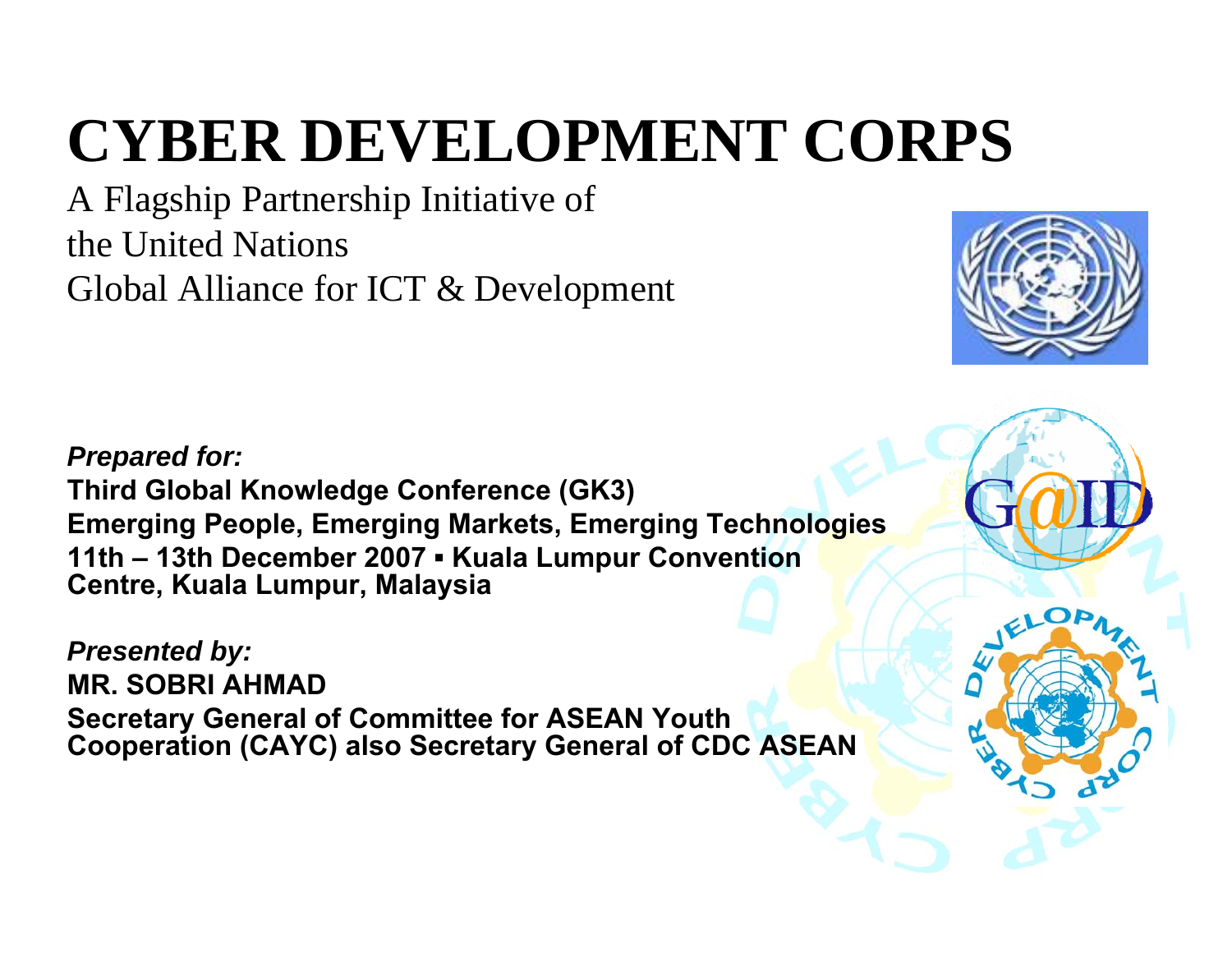# CYBER DEVELOPMENT CORPS

A Flagship Partnership Initiative of
the United Nations
Global Alliance for ICT & Development

***Prepared for:***

**Third Global Knowledge Conference (GK3)**
**Emerging People, Emerging Markets, Emerging Technologies**
**11th – 13th December 2007 ▪ Kuala Lumpur Convention Centre, Kuala Lumpur, Malaysia**

***Presented by:***

**MR. SOBRI AHMAD**
**Secretary General of Committee for ASEAN Youth Cooperation (CAYC) also Secretary General of CDC ASEAN**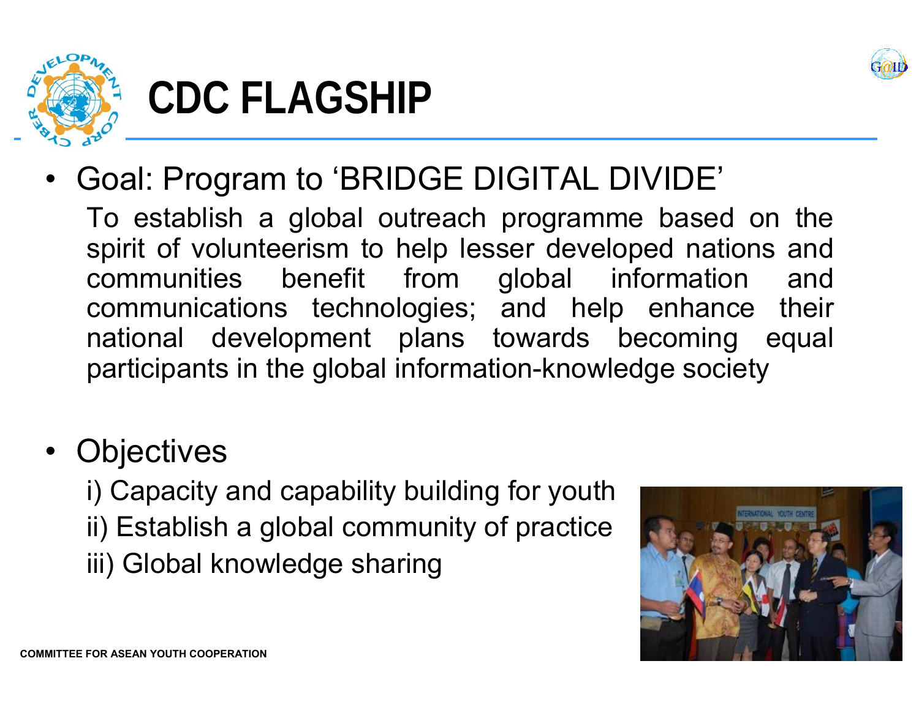# CDC FLAGSHIP

- Goal: Program to 'BRIDGE DIGITAL DIVIDE'

  To establish a global outreach programme based on the spirit of volunteerism to help lesser developed nations and communities benefit from global information and communications technologies; and help enhance their national development plans towards becoming equal participants in the global information-knowledge society

- Objectives

  i) Capacity and capability building for youth

  ii) Establish a global community of practice

  iii) Global knowledge sharing

COMMITTEE FOR ASEAN YOUTH COOPERATION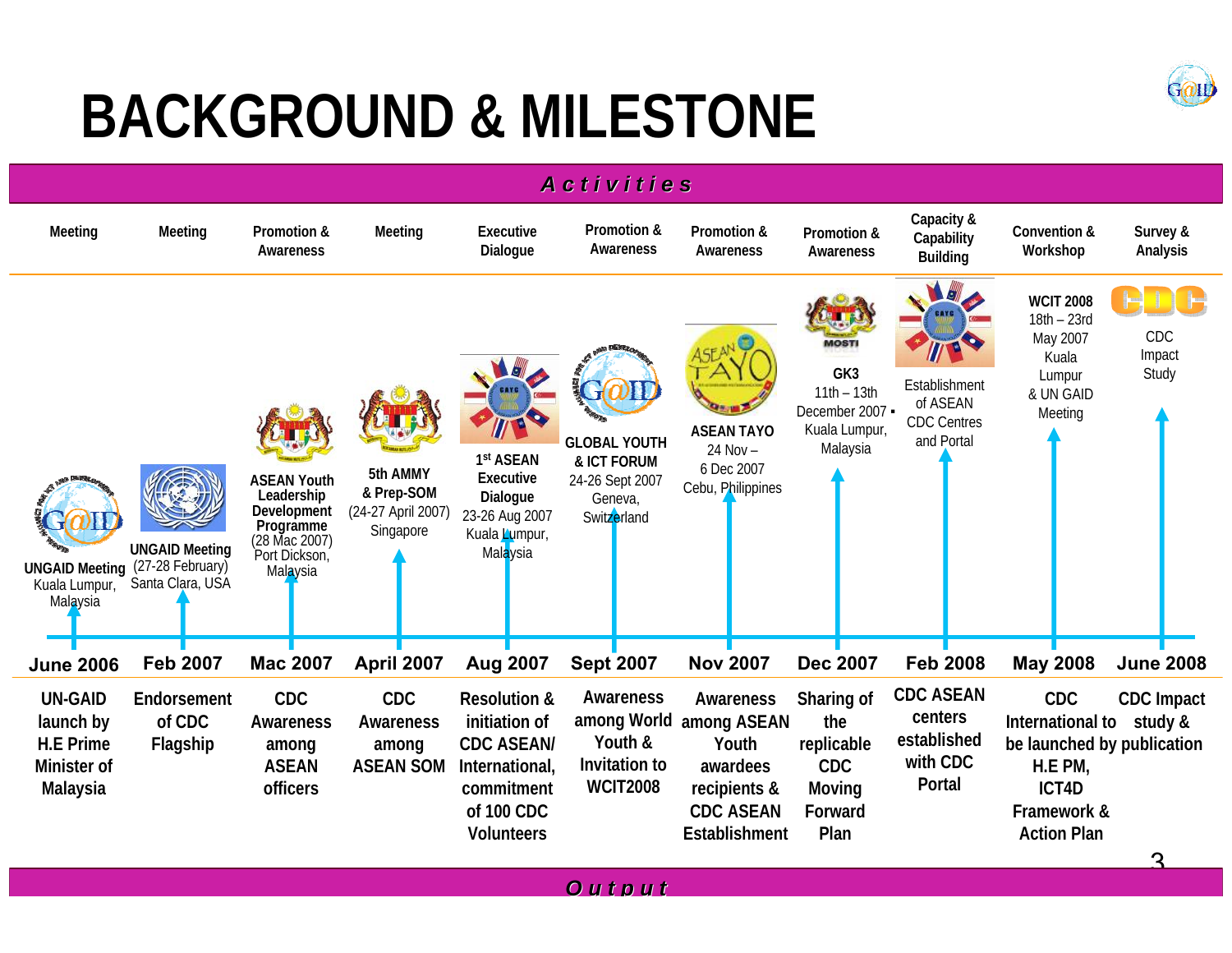# BACKGROUND & MILESTONE

| | June 2006 | Feb 2007 | Mac 2007 | April 2007 | Aug 2007 | Sept 2007 | Nov 2007 | Dec 2007 | Feb 2008 | May 2008 | June 2008 |
|---|---|---|---|---|---|---|---|---|---|---|---|
| **Activities** | Meeting | Meeting | Promotion & Awareness | Meeting | Executive Dialogue | Promotion & Awareness | Promotion & Awareness | Promotion & Awareness | Capacity & Capability Building | Convention & Workshop | Survey & Analysis |
| | **UNGAID Meeting** Kuala Lumpur, Malaysia | **UNGAID Meeting** (27-28 February) Santa Clara, USA | **ASEAN Youth Leadership Development Programme** (28 Mac 2007) Port Dickson, Malaysia | **5th AMMY & Prep-SOM** (24-27 April 2007) Singapore | **1st ASEAN Executive Dialogue** 23-26 Aug 2007 Kuala Lumpur, Malaysia | **GLOBAL YOUTH & ICT FORUM** 24-26 Sept 2007 Geneva, Switzerland | **ASEAN TAYO** 24 Nov – 6 Dec 2007 Cebu, Philippines | **GK3** 11th – 13th December 2007 Kuala Lumpur, Malaysia | Establishment of ASEAN CDC Centres and Portal | **WCIT 2008** 18th – 23rd May 2007 Kuala Lumpur & UN GAID Meeting | CDC Impact Study |
| **Output** | UN-GAID launch by H.E Prime Minister of Malaysia | Endorsement of CDC Flagship | CDC Awareness among ASEAN officers | CDC Awareness among ASEAN SOM | Resolution & initiation of CDC ASEAN/ International, commitment of 100 CDC Volunteers | Awareness among World Youth & Invitation to WCIT2008 | Awareness among ASEAN Youth awardees recipients & CDC ASEAN Establishment | Sharing of the replicable CDC Moving Forward Plan | CDC ASEAN centers established with CDC Portal | CDC International to be launched by H.E PM, ICT4D Framework & Action Plan | CDC Impact study & publication |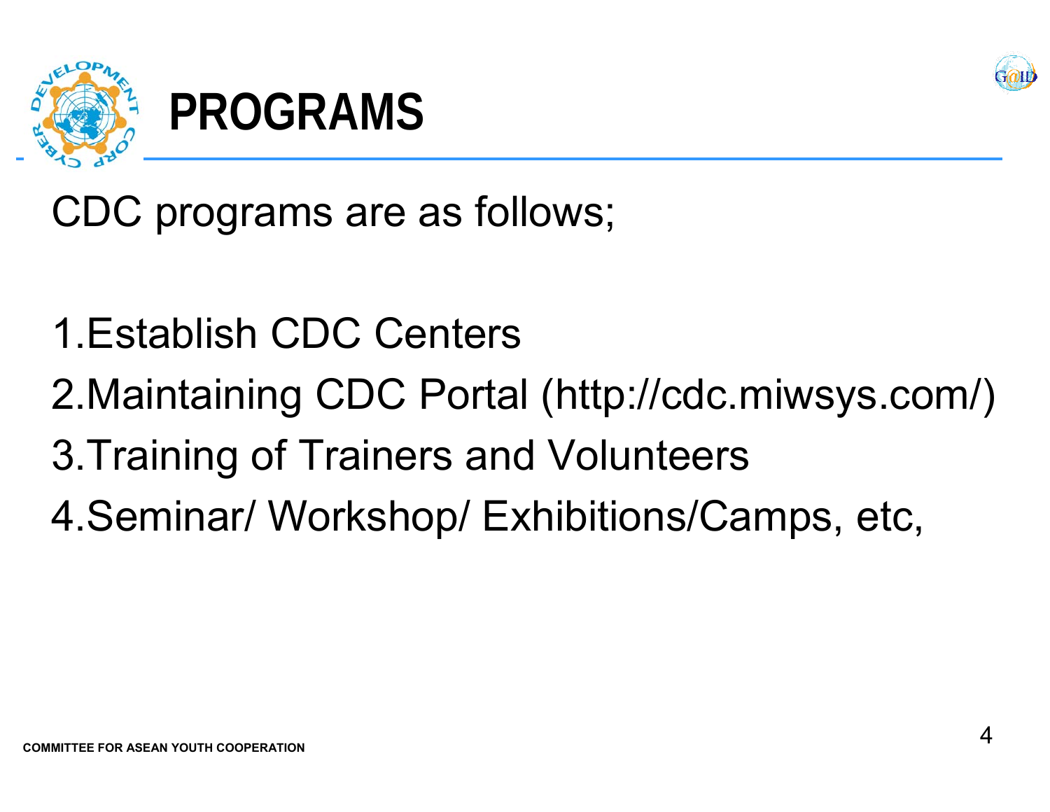# PROGRAMS

CDC programs are as follows;

1. Establish CDC Centers
2. Maintaining CDC Portal (http://cdc.miwsys.com/)
3. Training of Trainers and Volunteers
4. Seminar/ Workshop/ Exhibitions/Camps, etc,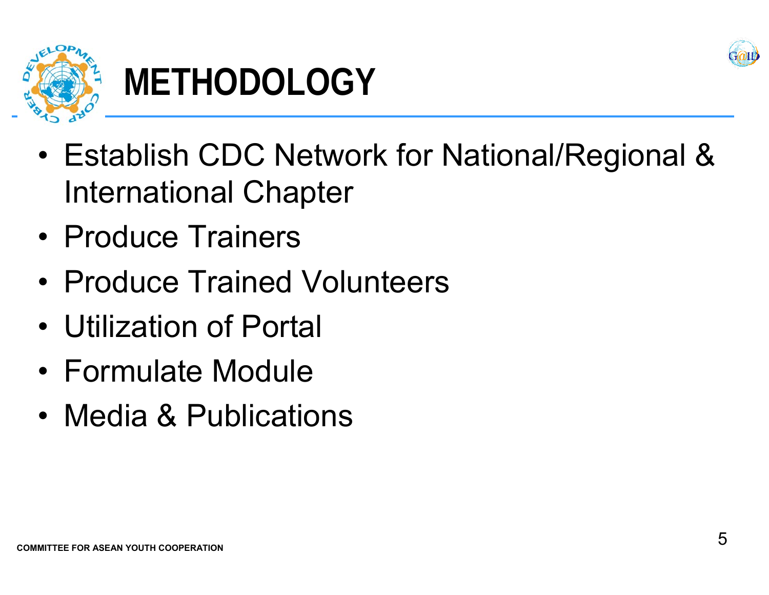# METHODOLOGY

- Establish CDC Network for National/Regional & International Chapter
- Produce Trainers
- Produce Trained Volunteers
- Utilization of Portal
- Formulate Module
- Media & Publications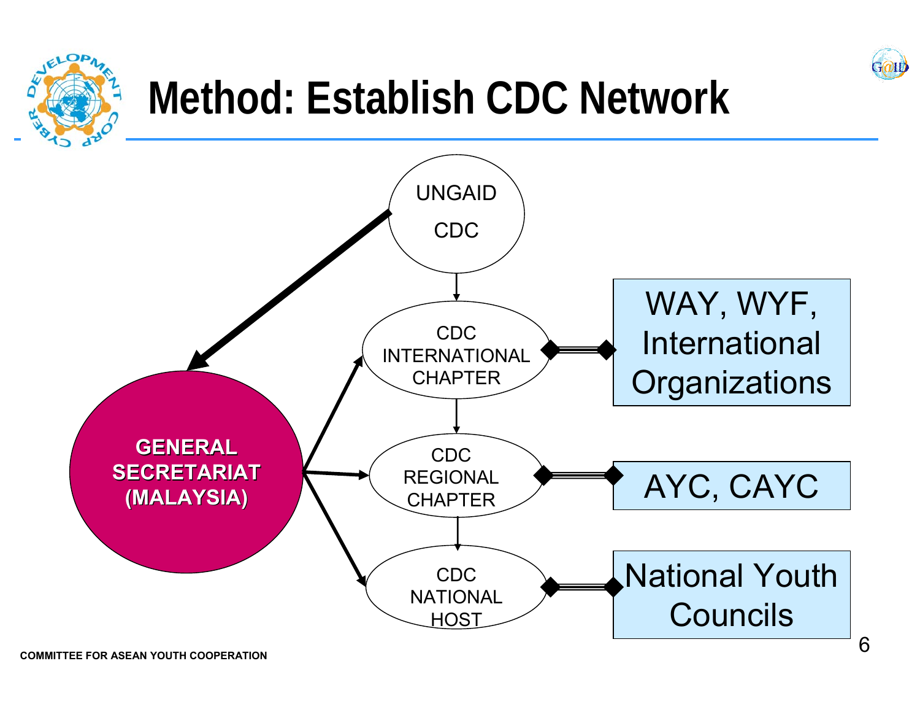# Method: Establish CDC Network

UNGAID CDC

CDC INTERNATIONAL CHAPTER

CDC REGIONAL CHAPTER

CDC NATIONAL HOST

GENERAL SECRETARIAT (MALAYSIA)

WAY, WYF, International Organizations

AYC, CAYC

National Youth Councils

COMMITTEE FOR ASEAN YOUTH COOPERATION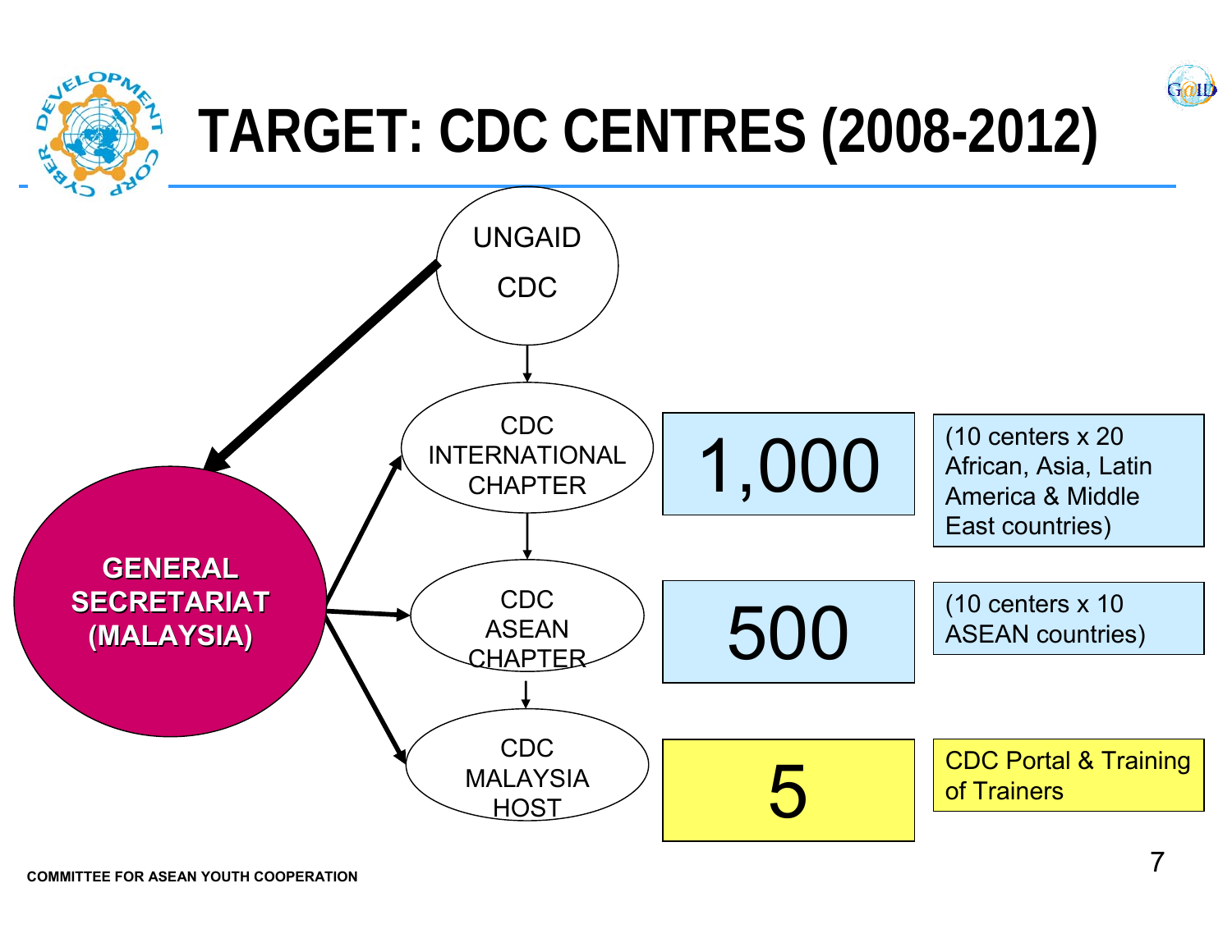# TARGET: CDC CENTRES (2008-2012)

UNGAID CDC

GENERAL SECRETARIAT (MALAYSIA)

| Chapter | Target | Details |
| --- | --- | --- |
| CDC INTERNATIONAL CHAPTER | 1,000 | (10 centers x 20 African, Asia, Latin America & Middle East countries) |
| CDC ASEAN CHAPTER | 500 | (10 centers x 10 ASEAN countries) |
| CDC MALAYSIA HOST | 5 | CDC Portal & Training of Trainers |

COMMITTEE FOR ASEAN YOUTH COOPERATION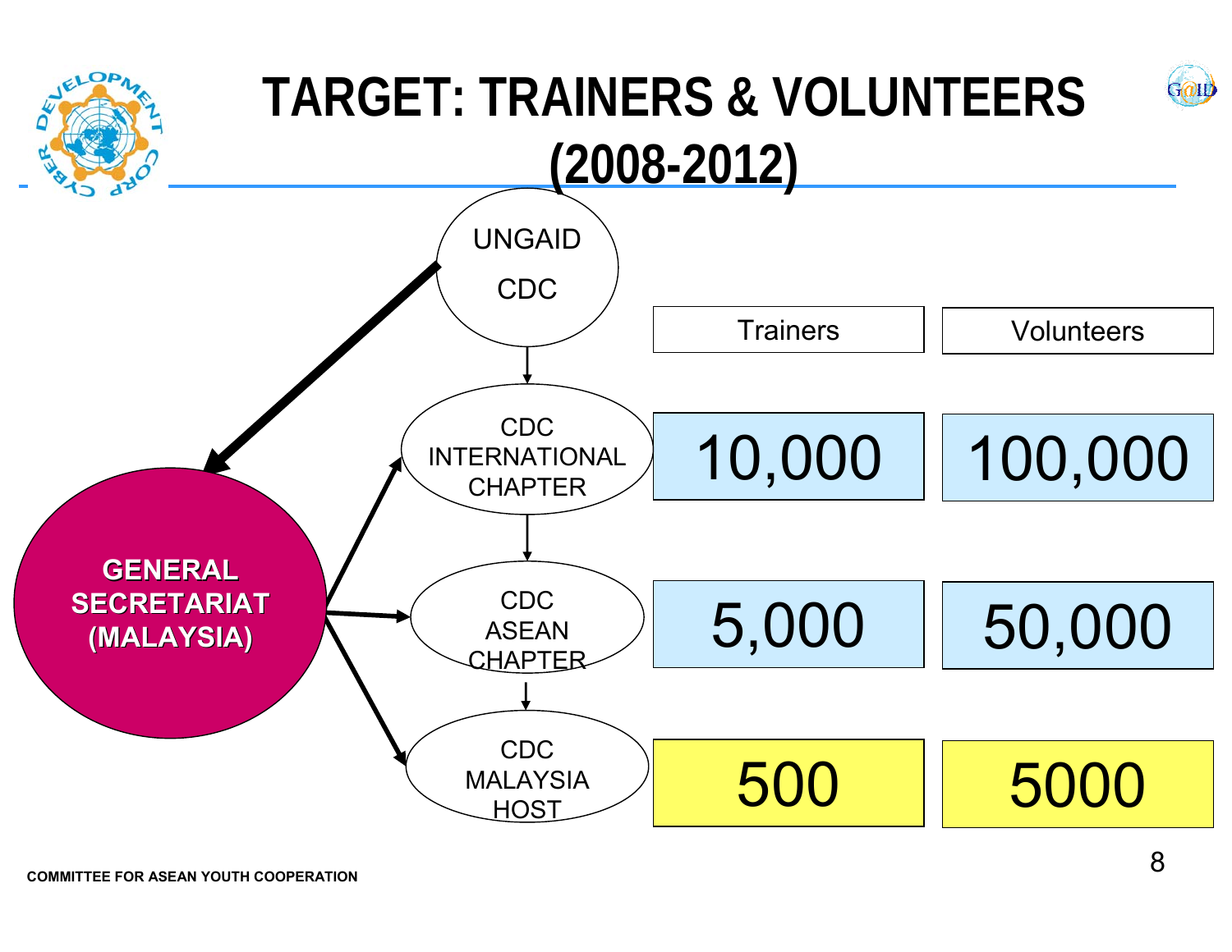# TARGET: TRAINERS & VOLUNTEERS (2008-2012)

UNGAID CDC

GENERAL SECRETARIAT (MALAYSIA)

| | Trainers | Volunteers |
|---|---|---|
| CDC INTERNATIONAL CHAPTER | 10,000 | 100,000 |
| CDC ASEAN CHAPTER | 5,000 | 50,000 |
| CDC MALAYSIA HOST | 500 | 5000 |

COMMITTEE FOR ASEAN YOUTH COOPERATION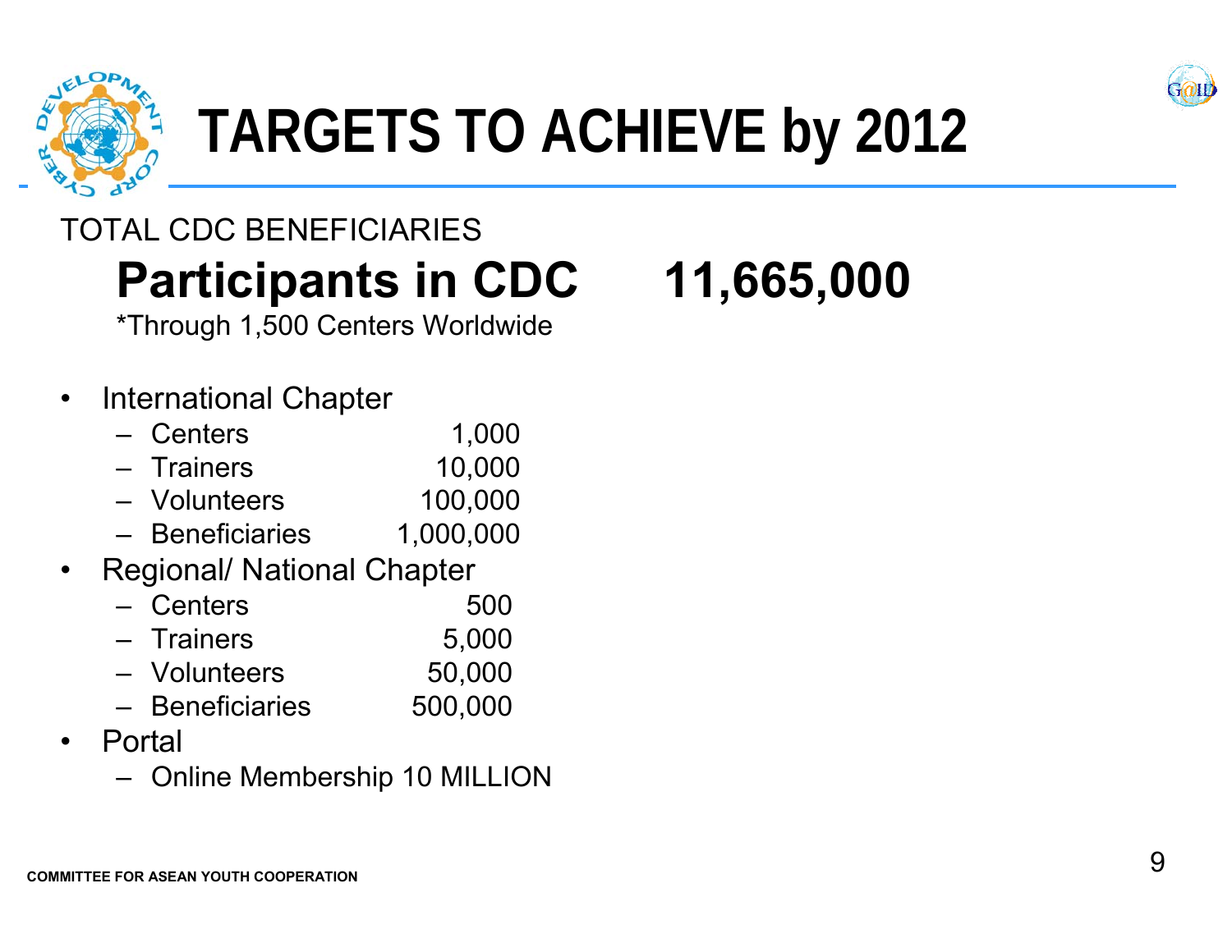# TARGETS TO ACHIEVE by 2012

TOTAL CDC BENEFICIARIES

## Participants in CDC 11,665,000

*Through 1,500 Centers Worldwide

- International Chapter
  - Centers 1,000
  - Trainers 10,000
  - Volunteers 100,000
  - Beneficiaries 1,000,000
- Regional/ National Chapter
  - Centers 500
  - Trainers 5,000
  - Volunteers 50,000
  - Beneficiaries 500,000
- Portal
  - Online Membership 10 MILLION

COMMITTEE FOR ASEAN YOUTH COOPERATION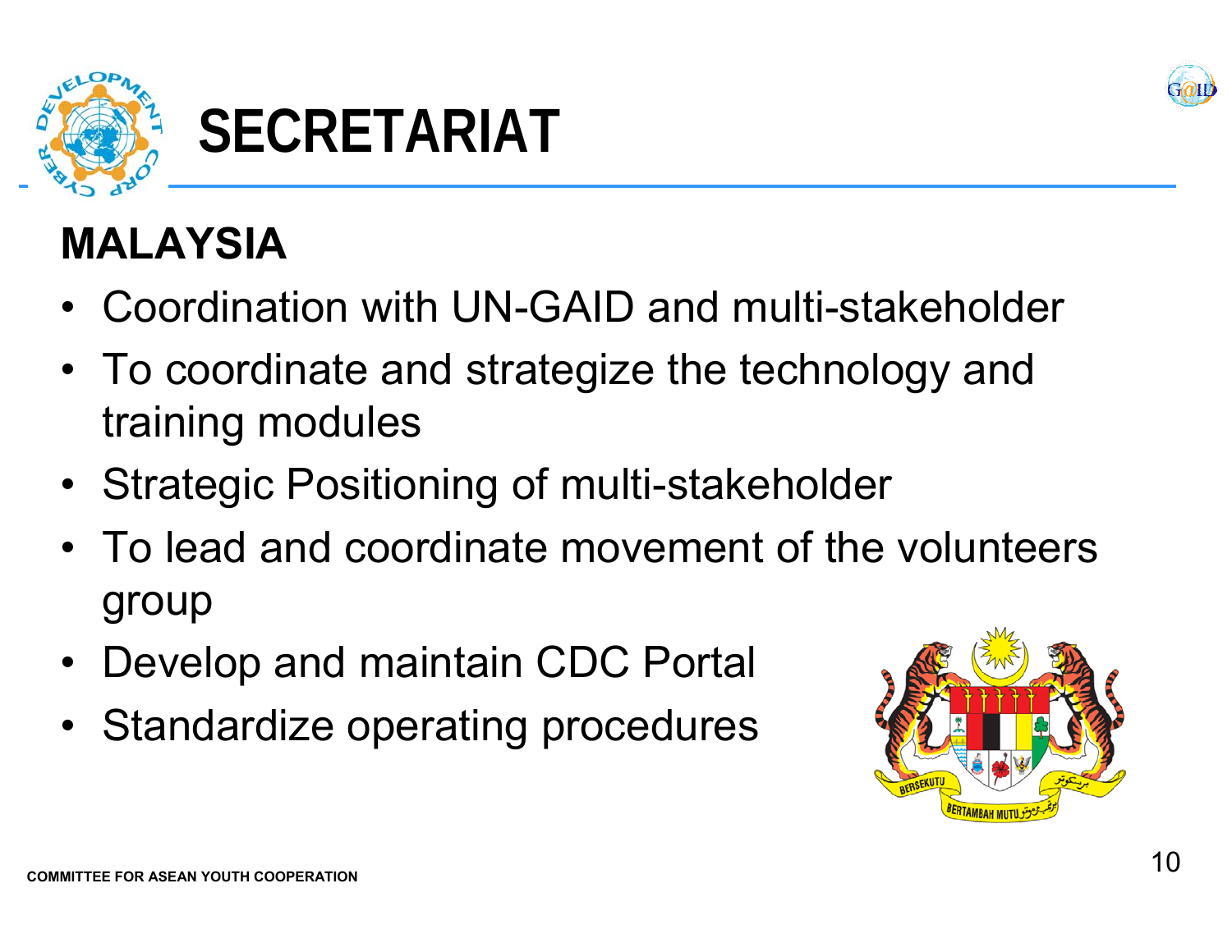# SECRETARIAT

## MALAYSIA

- Coordination with UN-GAID and multi-stakeholder
- To coordinate and strategize the technology and training modules
- Strategic Positioning of multi-stakeholder
- To lead and coordinate movement of the volunteers group
- Develop and maintain CDC Portal
- Standardize operating procedures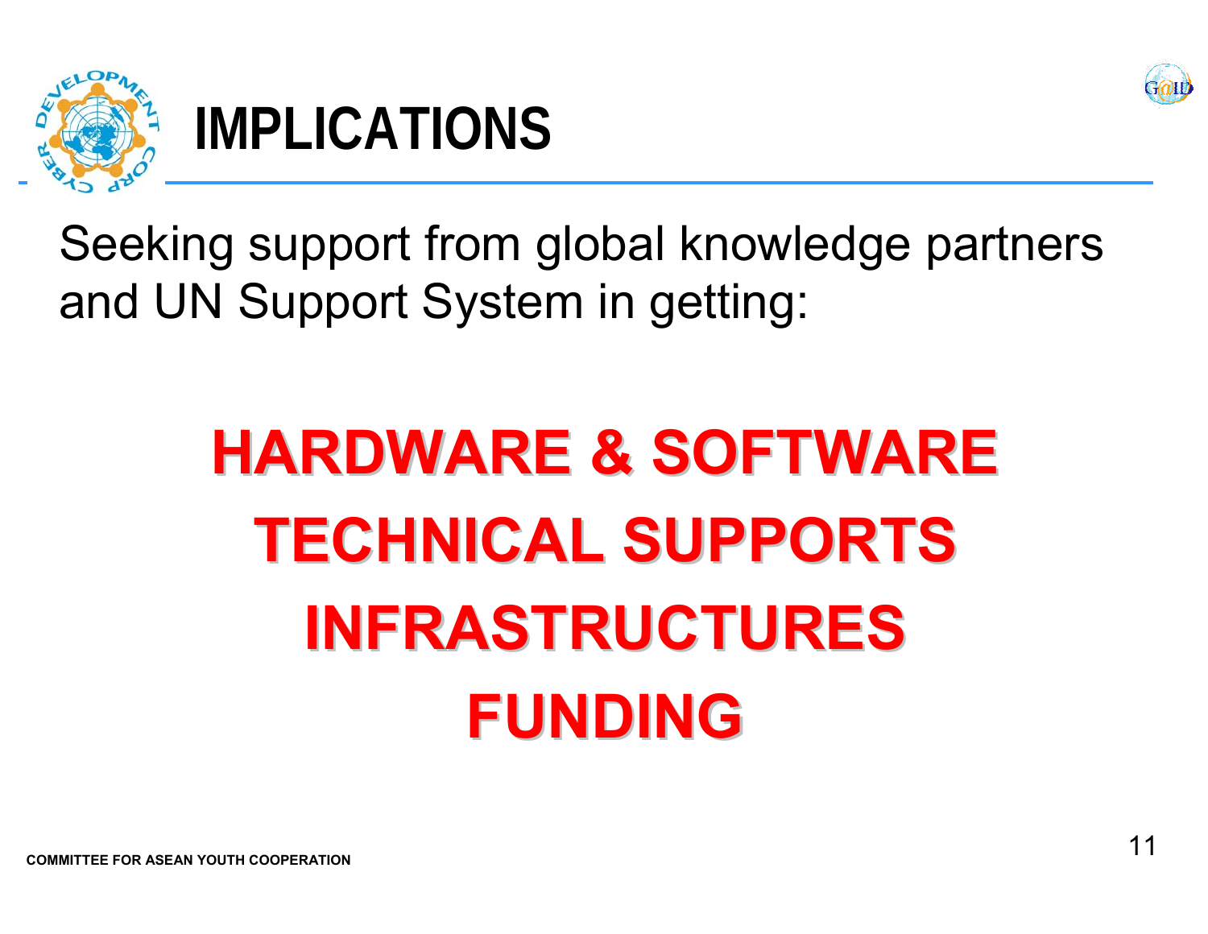# IMPLICATIONS

Seeking support from global knowledge partners and UN Support System in getting:

**HARDWARE & SOFTWARE**

**TECHNICAL SUPPORTS**

**INFRASTRUCTURES**

**FUNDING**

COMMITTEE FOR ASEAN YOUTH COOPERATION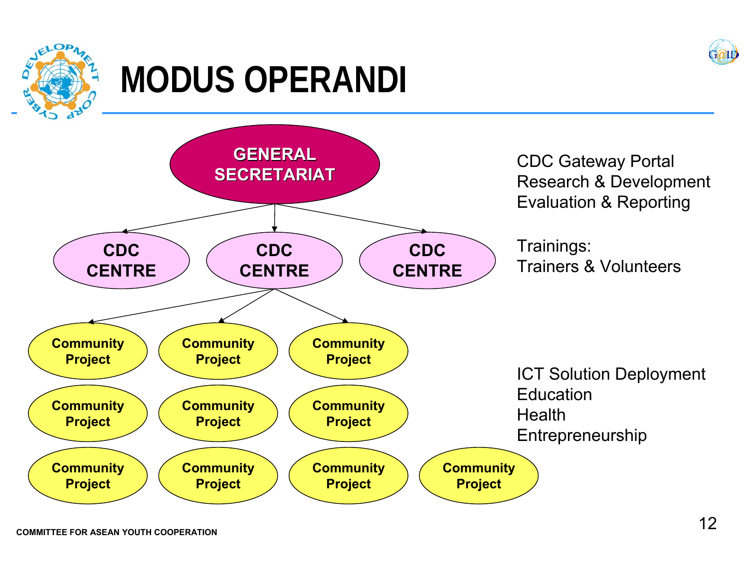# MODUS OPERANDI

- GENERAL SECRETARIAT
  - CDC CENTRE
  - CDC CENTRE
    - Community Project
    - Community Project
    - Community Project
    - Community Project
    - Community Project
    - Community Project
    - Community Project
    - Community Project
    - Community Project
    - Community Project
  - CDC CENTRE

CDC Gateway Portal
Research & Development
Evaluation & Reporting

Trainings:
Trainers & Volunteers

ICT Solution Deployment
Education
Health
Entrepreneurship

COMMITTEE FOR ASEAN YOUTH COOPERATION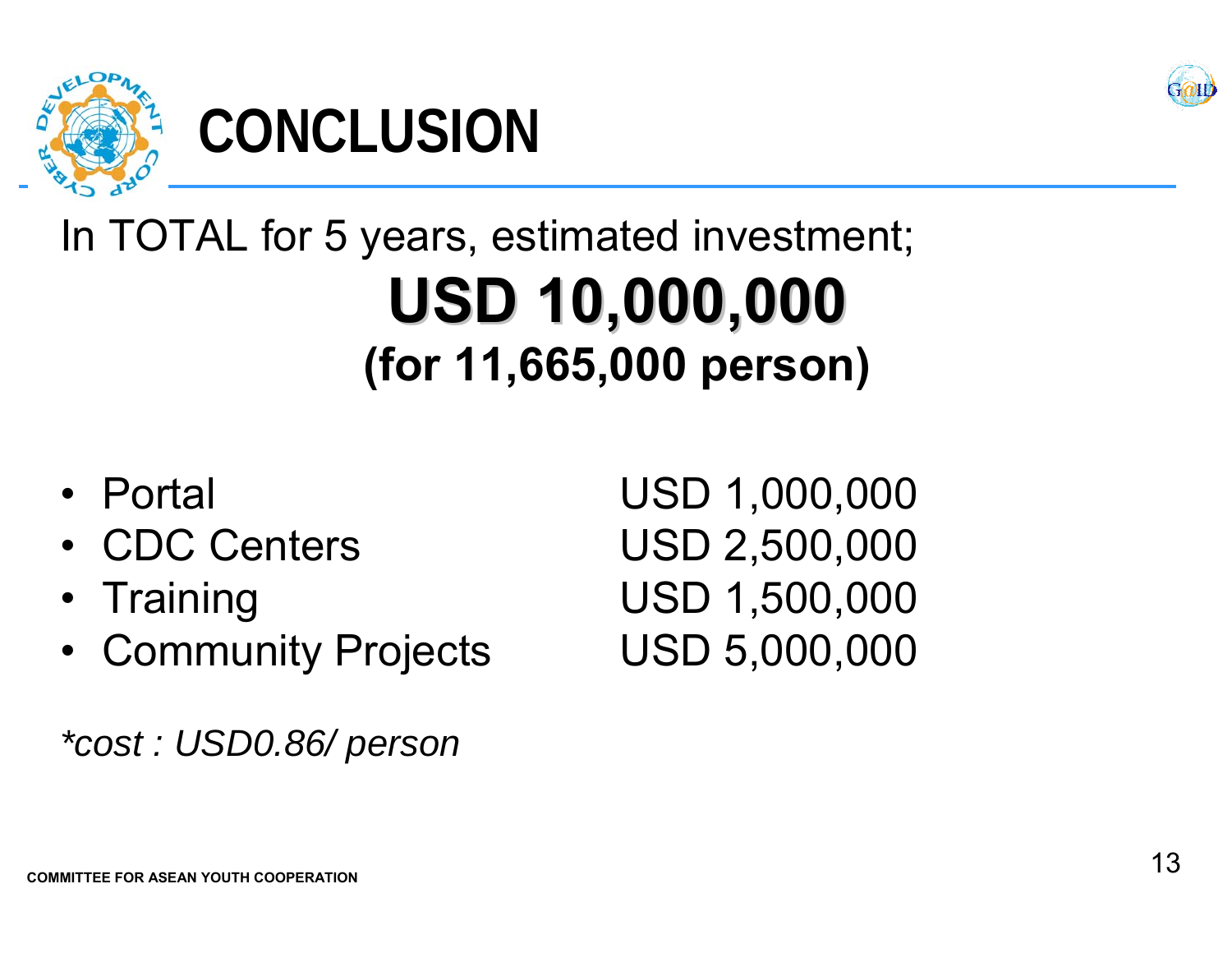# CONCLUSION

In TOTAL for 5 years, estimated investment;

**USD 10,000,000**

**(for 11,665,000 person)**

| | |
|---|---|
| • Portal | USD 1,000,000 |
| • CDC Centers | USD 2,500,000 |
| • Training | USD 1,500,000 |
| • Community Projects | USD 5,000,000 |

*\*cost : USD0.86/ person*

COMMITTEE FOR ASEAN YOUTH COOPERATION